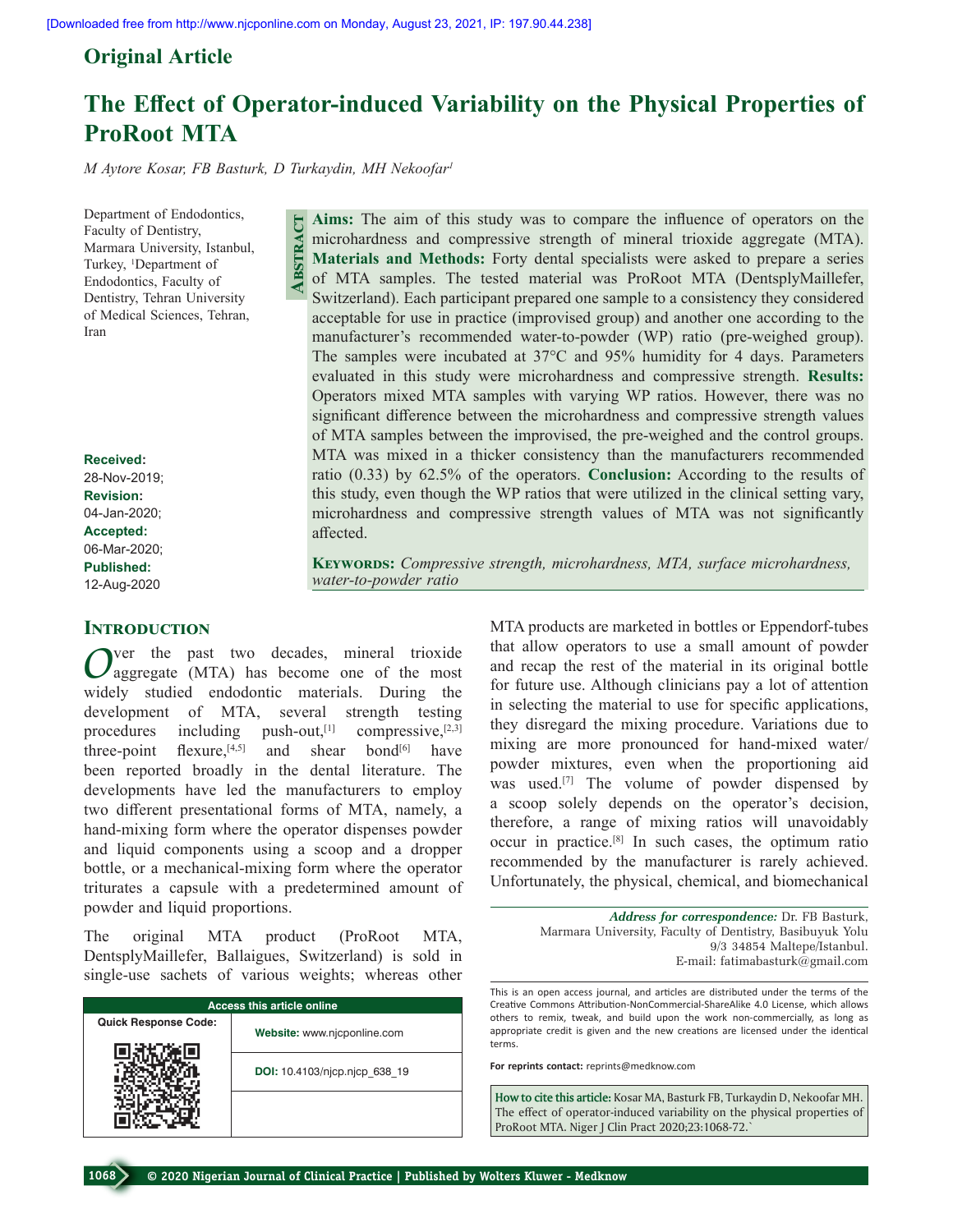Original Article

# The Effect of Operator-induced Variability on the Physical Properties of ProRoot MTA

*M Aytore Kosar, FB Basturk, D Turkaydin, MH Nekoofar*[1]

Department of Endodontics, Faculty of Dentistry, Marmara University, Istanbul, Turkey, [1]Department of Endodontics, Faculty of Dentistry, Tehran University of Medical Sciences, Tehran, Iran

**Received:** 28-Nov-2019; **Revision:** 04-Jan-2020; **Accepted:** 06-Mar-2020; **Published:** 12-Aug-2020

## Abstract

**Aims:** The aim of this study was to compare the influence of operators on the microhardness and compressive strength of mineral trioxide aggregate (MTA). **Materials and Methods:** Forty dental specialists were asked to prepare a series of MTA samples. The tested material was ProRoot MTA (DentsplyMaillefer, Switzerland). Each participant prepared one sample to a consistency they considered acceptable for use in practice (improvised group) and another one according to the manufacturer's recommended water-to-powder (WP) ratio (pre-weighed group). The samples were incubated at 37°C and 95% humidity for 4 days. Parameters evaluated in this study were microhardness and compressive strength. **Results:** Operators mixed MTA samples with varying WP ratios. However, there was no significant difference between the microhardness and compressive strength values of MTA samples between the improvised, the pre-weighed and the control groups. MTA was mixed in a thicker consistency than the manufacturers recommended ratio (0.33) by 62.5% of the operators. **Conclusion:** According to the results of this study, even though the WP ratios that were utilized in the clinical setting vary, microhardness and compressive strength values of MTA was not significantly affected.

**Keywords:** *Compressive strength, microhardness, MTA, surface microhardness, water-to-powder ratio*

## Introduction

Over the past two decades, mineral trioxide aggregate (MTA) has become one of the most widely studied endodontic materials. During the development of MTA, several strength testing procedures including push-out,[1] compressive,[2,3] three-point flexure,[4,5] and shear bond[6] have been reported broadly in the dental literature. The developments have led the manufacturers to employ two different presentational forms of MTA, namely, a hand-mixing form where the operator dispenses powder and liquid components using a scoop and a dropper bottle, or a mechanical-mixing form where the operator triturates a capsule with a predetermined amount of powder and liquid proportions.

The original MTA product (ProRoot MTA, DentsplyMaillefer, Ballaigues, Switzerland) is sold in single-use sachets of various weights; whereas other MTA products are marketed in bottles or Eppendorf-tubes that allow operators to use a small amount of powder and recap the rest of the material in its original bottle for future use. Although clinicians pay a lot of attention in selecting the material to use for specific applications, they disregard the mixing procedure. Variations due to mixing are more pronounced for hand-mixed water/powder mixtures, even when the proportioning aid was used.[7] The volume of powder dispensed by a scoop solely depends on the operator's decision, therefore, a range of mixing ratios will unavoidably occur in practice.[8] In such cases, the optimum ratio recommended by the manufacturer is rarely achieved. Unfortunately, the physical, chemical, and biomechanical

*Address for correspondence:* Dr. FB Basturk, Marmara University, Faculty of Dentistry, Basibuyuk Yolu 9/3 34854 Maltepe/Istanbul. E-mail: fatimabasturk@gmail.com

Access this article online — Website: www.njcponline.com — DOI: 10.4103/njcp.njcp_638_19

This is an open access journal, and articles are distributed under the terms of the Creative Commons Attribution-NonCommercial-ShareAlike 4.0 License, which allows others to remix, tweak, and build upon the work non-commercially, as long as appropriate credit is given and the new creations are licensed under the identical terms.

**For reprints contact:** reprints@medknow.com

**How to cite this article:** Kosar MA, Basturk FB, Turkaydin D, Nekoofar MH. The effect of operator-induced variability on the physical properties of ProRoot MTA. Niger J Clin Pract 2020;23:1068-72.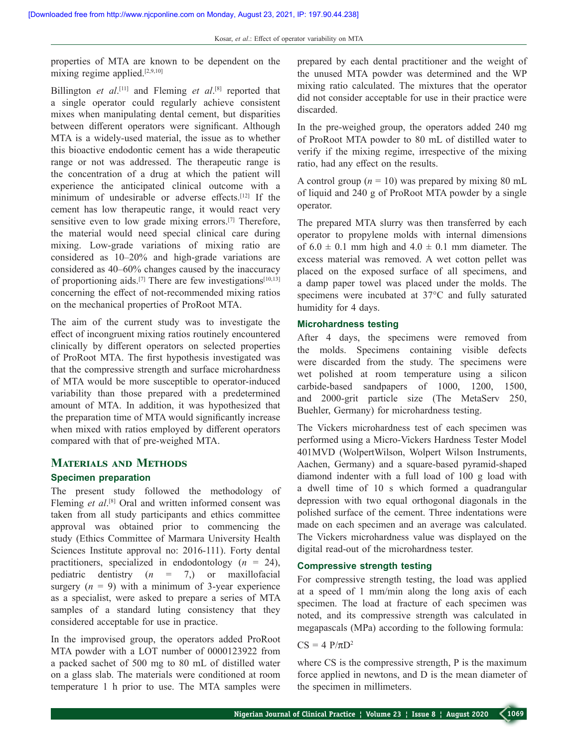properties of MTA are known to be dependent on the mixing regime applied.[2,9,10]

Billington *et al*.[11] and Fleming *et al*.[8] reported that a single operator could regularly achieve consistent mixes when manipulating dental cement, but disparities between different operators were significant. Although MTA is a widely-used material, the issue as to whether this bioactive endodontic cement has a wide therapeutic range or not was addressed. The therapeutic range is the concentration of a drug at which the patient will experience the anticipated clinical outcome with a minimum of undesirable or adverse effects.[12] If the cement has low therapeutic range, it would react very sensitive even to low grade mixing errors.[7] Therefore, the material would need special clinical care during mixing. Low-grade variations of mixing ratio are considered as 10–20% and high-grade variations are considered as 40–60% changes caused by the inaccuracy of proportioning aids.[7] There are few investigations[10,13] concerning the effect of not-recommended mixing ratios on the mechanical properties of ProRoot MTA.

The aim of the current study was to investigate the effect of incongruent mixing ratios routinely encountered clinically by different operators on selected properties of ProRoot MTA. The first hypothesis investigated was that the compressive strength and surface microhardness of MTA would be more susceptible to operator-induced variability than those prepared with a predetermined amount of MTA. In addition, it was hypothesized that the preparation time of MTA would significantly increase when mixed with ratios employed by different operators compared with that of pre-weighed MTA.

## Materials and Methods

### Specimen preparation

The present study followed the methodology of Fleming *et al*.[8] Oral and written informed consent was taken from all study participants and ethics committee approval was obtained prior to commencing the study (Ethics Committee of Marmara University Health Sciences Institute approval no: 2016-111). Forty dental practitioners, specialized in endodontology ($n$ = 24), pediatric dentistry ($n$ = 7,) or maxillofacial surgery ($n$ = 9) with a minimum of 3-year experience as a specialist, were asked to prepare a series of MTA samples of a standard luting consistency that they considered acceptable for use in practice.

In the improvised group, the operators added ProRoot MTA powder with a LOT number of 0000123922 from a packed sachet of 500 mg to 80 mL of distilled water on a glass slab. The materials were conditioned at room temperature 1 h prior to use. The MTA samples were prepared by each dental practitioner and the weight of the unused MTA powder was determined and the WP mixing ratio calculated. The mixtures that the operator did not consider acceptable for use in their practice were discarded.

In the pre-weighed group, the operators added 240 mg of ProRoot MTA powder to 80 mL of distilled water to verify if the mixing regime, irrespective of the mixing ratio, had any effect on the results.

A control group ($n$ = 10) was prepared by mixing 80 mL of liquid and 240 g of ProRoot MTA powder by a single operator.

The prepared MTA slurry was then transferred by each operator to propylene molds with internal dimensions of 6.0 ± 0.1 mm high and 4.0 ± 0.1 mm diameter. The excess material was removed. A wet cotton pellet was placed on the exposed surface of all specimens, and a damp paper towel was placed under the molds. The specimens were incubated at 37°C and fully saturated humidity for 4 days.

### Microhardness testing

After 4 days, the specimens were removed from the molds. Specimens containing visible defects were discarded from the study. The specimens were wet polished at room temperature using a silicon carbide-based sandpapers of 1000, 1200, 1500, and 2000-grit particle size (The MetaServ 250, Buehler, Germany) for microhardness testing.

The Vickers microhardness test of each specimen was performed using a Micro-Vickers Hardness Tester Model 401MVD (WolpertWilson, Wolpert Wilson Instruments, Aachen, Germany) and a square-based pyramid-shaped diamond indenter with a full load of 100 g load with a dwell time of 10 s which formed a quadrangular depression with two equal orthogonal diagonals in the polished surface of the cement. Three indentations were made on each specimen and an average was calculated. The Vickers microhardness value was displayed on the digital read-out of the microhardness tester.

### Compressive strength testing

For compressive strength testing, the load was applied at a speed of 1 mm/min along the long axis of each specimen. The load at fracture of each specimen was noted, and its compressive strength was calculated in megapascals (MPa) according to the following formula:

$$CS = 4\,P/\pi D^2$$

where CS is the compressive strength, P is the maximum force applied in newtons, and D is the mean diameter of the specimen in millimeters.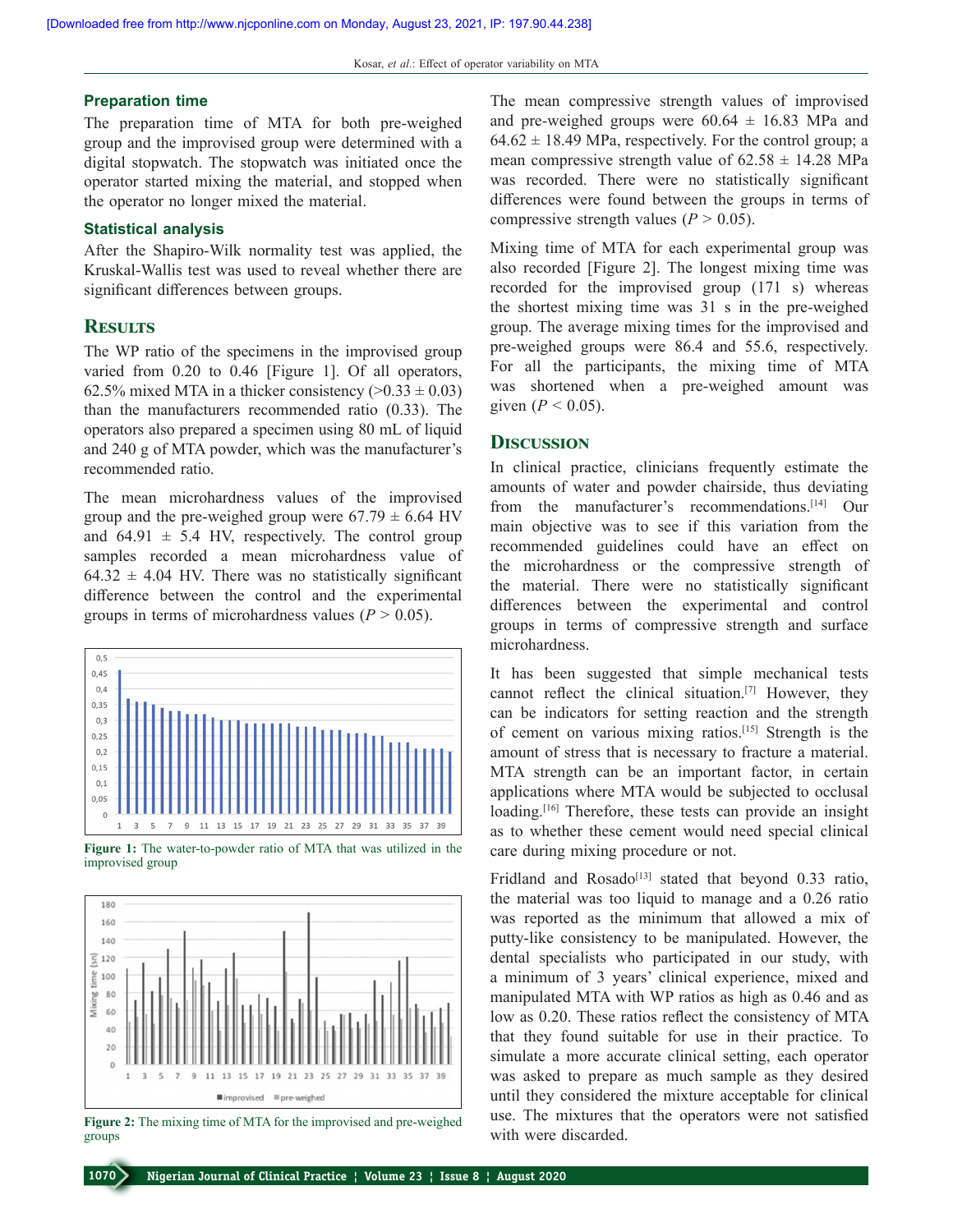### Preparation time

The preparation time of MTA for both pre-weighed group and the improvised group were determined with a digital stopwatch. The stopwatch was initiated once the operator started mixing the material, and stopped when the operator no longer mixed the material.

### Statistical analysis

After the Shapiro-Wilk normality test was applied, the Kruskal-Wallis test was used to reveal whether there are significant differences between groups.

## Results

The WP ratio of the specimens in the improvised group varied from 0.20 to 0.46 [Figure 1]. Of all operators, 62.5% mixed MTA in a thicker consistency (>0.33 ± 0.03) than the manufacturers recommended ratio (0.33). The operators also prepared a specimen using 80 mL of liquid and 240 g of MTA powder, which was the manufacturer's recommended ratio.

The mean microhardness values of the improvised group and the pre-weighed group were 67.79 ± 6.64 HV and 64.91 ± 5.4 HV, respectively. The control group samples recorded a mean microhardness value of 64.32 ± 4.04 HV. There was no statistically significant difference between the control and the experimental groups in terms of microhardness values ($P > 0.05$).

Figure 1: The water-to-powder ratio of MTA that was utilized in the improvised group

Figure 2: The mixing time of MTA for the improvised and pre-weighed groups

The mean compressive strength values of improvised and pre-weighed groups were 60.64 ± 16.83 MPa and 64.62 ± 18.49 MPa, respectively. For the control group; a mean compressive strength value of 62.58 ± 14.28 MPa was recorded. There were no statistically significant differences were found between the groups in terms of compressive strength values ($P > 0.05$).

Mixing time of MTA for each experimental group was also recorded [Figure 2]. The longest mixing time was recorded for the improvised group (171 s) whereas the shortest mixing time was 31 s in the pre-weighed group. The average mixing times for the improvised and pre-weighed groups were 86.4 and 55.6, respectively. For all the participants, the mixing time of MTA was shortened when a pre-weighed amount was given ($P < 0.05$).

## Discussion

In clinical practice, clinicians frequently estimate the amounts of water and powder chairside, thus deviating from the manufacturer's recommendations.[14] Our main objective was to see if this variation from the recommended guidelines could have an effect on the microhardness or the compressive strength of the material. There were no statistically significant differences between the experimental and control groups in terms of compressive strength and surface microhardness.

It has been suggested that simple mechanical tests cannot reflect the clinical situation.[7] However, they can be indicators for setting reaction and the strength of cement on various mixing ratios.[15] Strength is the amount of stress that is necessary to fracture a material. MTA strength can be an important factor, in certain applications where MTA would be subjected to occlusal loading.[16] Therefore, these tests can provide an insight as to whether these cement would need special clinical care during mixing procedure or not.

Fridland and Rosado[13] stated that beyond 0.33 ratio, the material was too liquid to manage and a 0.26 ratio was reported as the minimum that allowed a mix of putty-like consistency to be manipulated. However, the dental specialists who participated in our study, with a minimum of 3 years' clinical experience, mixed and manipulated MTA with WP ratios as high as 0.46 and as low as 0.20. These ratios reflect the consistency of MTA that they found suitable for use in their practice. To simulate a more accurate clinical setting, each operator was asked to prepare as much sample as they desired until they considered the mixture acceptable for clinical use. The mixtures that the operators were not satisfied with were discarded.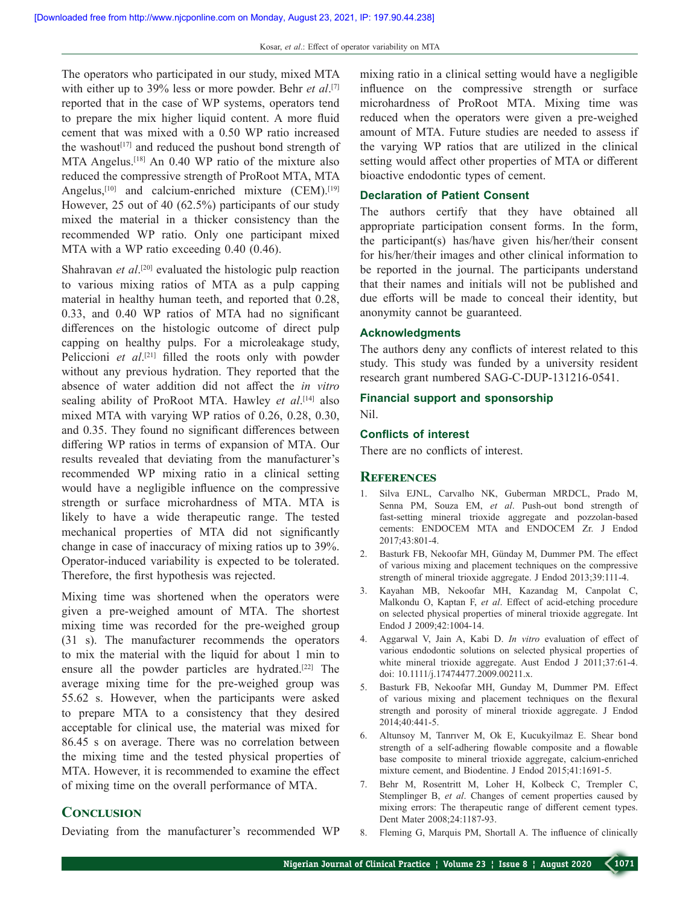The operators who participated in our study, mixed MTA with either up to 39% less or more powder. Behr *et al*.[7] reported that in the case of WP systems, operators tend to prepare the mix higher liquid content. A more fluid cement that was mixed with a 0.50 WP ratio increased the washout[17] and reduced the pushout bond strength of MTA Angelus.[18] An 0.40 WP ratio of the mixture also reduced the compressive strength of ProRoot MTA, MTA Angelus,[10] and calcium-enriched mixture (CEM).[19] However, 25 out of 40 (62.5%) participants of our study mixed the material in a thicker consistency than the recommended WP ratio. Only one participant mixed MTA with a WP ratio exceeding 0.40 (0.46).

Shahravan *et al*.[20] evaluated the histologic pulp reaction to various mixing ratios of MTA as a pulp capping material in healthy human teeth, and reported that 0.28, 0.33, and 0.40 WP ratios of MTA had no significant differences on the histologic outcome of direct pulp capping on healthy pulps. For a microleakage study, Peliccioni *et al*.[21] filled the roots only with powder without any previous hydration. They reported that the absence of water addition did not affect the *in vitro* sealing ability of ProRoot MTA. Hawley *et al*.[14] also mixed MTA with varying WP ratios of 0.26, 0.28, 0.30, and 0.35. They found no significant differences between differing WP ratios in terms of expansion of MTA. Our results revealed that deviating from the manufacturer's recommended WP mixing ratio in a clinical setting would have a negligible influence on the compressive strength or surface microhardness of MTA. MTA is likely to have a wide therapeutic range. The tested mechanical properties of MTA did not significantly change in case of inaccuracy of mixing ratios up to 39%. Operator-induced variability is expected to be tolerated. Therefore, the first hypothesis was rejected.

Mixing time was shortened when the operators were given a pre-weighed amount of MTA. The shortest mixing time was recorded for the pre-weighed group (31 s). The manufacturer recommends the operators to mix the material with the liquid for about 1 min to ensure all the powder particles are hydrated.[22] The average mixing time for the pre-weighed group was 55.62 s. However, when the participants were asked to prepare MTA to a consistency that they desired acceptable for clinical use, the material was mixed for 86.45 s on average. There was no correlation between the mixing time and the tested physical properties of MTA. However, it is recommended to examine the effect of mixing time on the overall performance of MTA.

## Conclusion

Deviating from the manufacturer's recommended WP mixing ratio in a clinical setting would have a negligible influence on the compressive strength or surface microhardness of ProRoot MTA. Mixing time was reduced when the operators were given a pre-weighed amount of MTA. Future studies are needed to assess if the varying WP ratios that are utilized in the clinical setting would affect other properties of MTA or different bioactive endodontic types of cement.

### Declaration of Patient Consent

The authors certify that they have obtained all appropriate participation consent forms. In the form, the participant(s) has/have given his/her/their consent for his/her/their images and other clinical information to be reported in the journal. The participants understand that their names and initials will not be published and due efforts will be made to conceal their identity, but anonymity cannot be guaranteed.

### Acknowledgments

The authors deny any conflicts of interest related to this study. This study was funded by a university resident research grant numbered SAG-C-DUP-131216-0541.

### Financial support and sponsorship

Nil.

### Conflicts of interest

There are no conflicts of interest.

## References

1. Silva EJNL, Carvalho NK, Guberman MRDCL, Prado M, Senna PM, Souza EM, *et al*. Push-out bond strength of fast-setting mineral trioxide aggregate and pozzolan-based cements: ENDOCEM MTA and ENDOCEM Zr. J Endod 2017;43:801-4.
2. Basturk FB, Nekoofar MH, Günday M, Dummer PM. The effect of various mixing and placement techniques on the compressive strength of mineral trioxide aggregate. J Endod 2013;39:111-4.
3. Kayahan MB, Nekoofar MH, Kazandag M, Canpolat C, Malkondu O, Kaptan F, *et al*. Effect of acid-etching procedure on selected physical properties of mineral trioxide aggregate. Int Endod J 2009;42:1004-14.
4. Aggarwal V, Jain A, Kabi D. *In vitro* evaluation of effect of various endodontic solutions on selected physical properties of white mineral trioxide aggregate. Aust Endod J 2011;37:61-4. doi: 10.1111/j.17474477.2009.00211.x.
5. Basturk FB, Nekoofar MH, Gunday M, Dummer PM. Effect of various mixing and placement techniques on the flexural strength and porosity of mineral trioxide aggregate. J Endod 2014;40:441-5.
6. Altunsoy M, Tanrıver M, Ok E, Kucukyilmaz E. Shear bond strength of a self-adhering flowable composite and a flowable base composite to mineral trioxide aggregate, calcium-enriched mixture cement, and Biodentine. J Endod 2015;41:1691-5.
7. Behr M, Rosentritt M, Loher H, Kolbeck C, Trempler C, Stemplinger B, *et al*. Changes of cement properties caused by mixing errors: The therapeutic range of different cement types. Dent Mater 2008;24:1187-93.
8. Fleming G, Marquis PM, Shortall A. The influence of clinically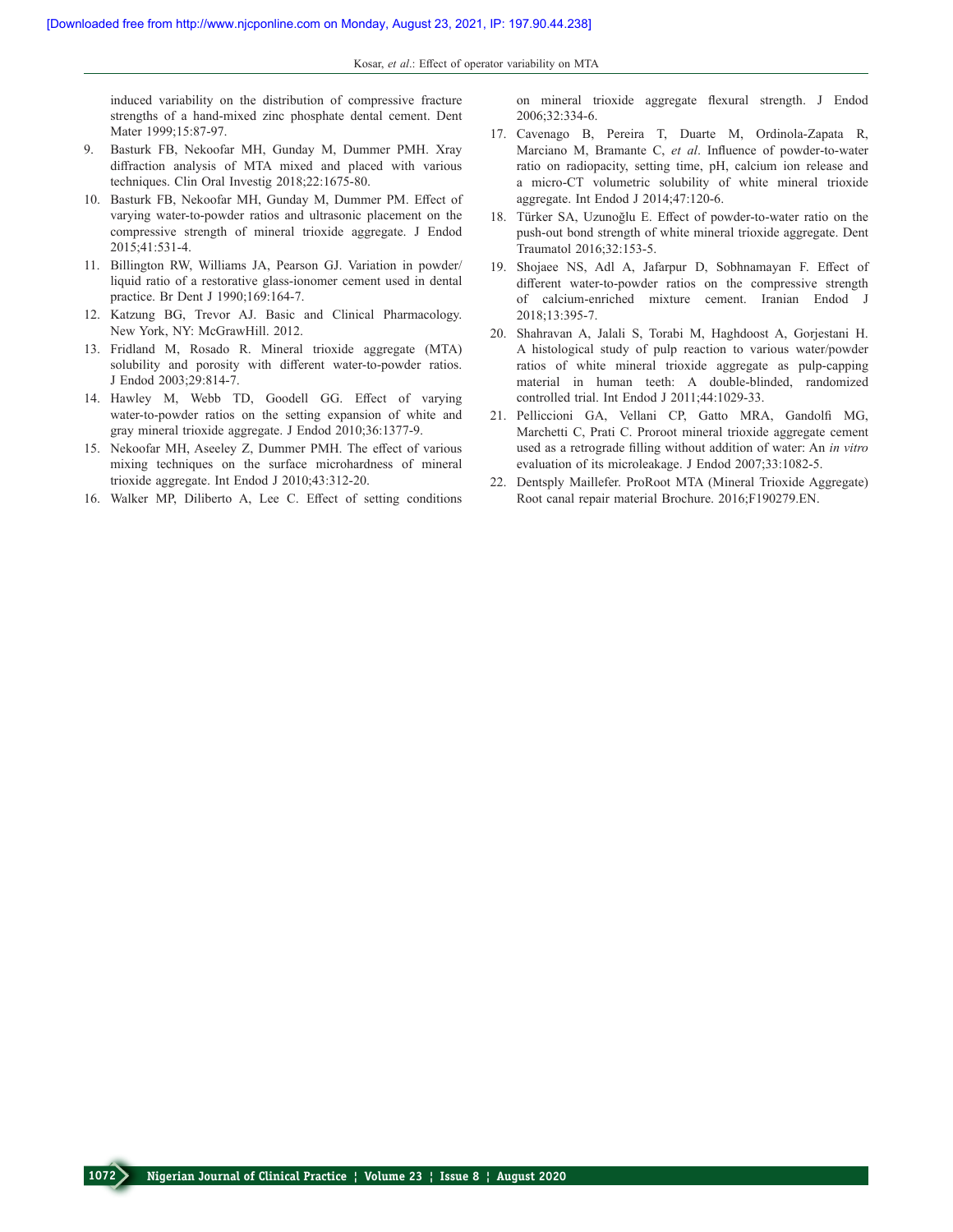induced variability on the distribution of compressive fracture strengths of a hand-mixed zinc phosphate dental cement. Dent Mater 1999;15:87-97.

9. Basturk FB, Nekoofar MH, Gunday M, Dummer PMH. Xray diffraction analysis of MTA mixed and placed with various techniques. Clin Oral Investig 2018;22:1675-80.
10. Basturk FB, Nekoofar MH, Gunday M, Dummer PM. Effect of varying water-to-powder ratios and ultrasonic placement on the compressive strength of mineral trioxide aggregate. J Endod 2015;41:531-4.
11. Billington RW, Williams JA, Pearson GJ. Variation in powder/liquid ratio of a restorative glass-ionomer cement used in dental practice. Br Dent J 1990;169:164-7.
12. Katzung BG, Trevor AJ. Basic and Clinical Pharmacology. New York, NY: McGrawHill. 2012.
13. Fridland M, Rosado R. Mineral trioxide aggregate (MTA) solubility and porosity with different water-to-powder ratios. J Endod 2003;29:814-7.
14. Hawley M, Webb TD, Goodell GG. Effect of varying water-to-powder ratios on the setting expansion of white and gray mineral trioxide aggregate. J Endod 2010;36:1377-9.
15. Nekoofar MH, Aseeley Z, Dummer PMH. The effect of various mixing techniques on the surface microhardness of mineral trioxide aggregate. Int Endod J 2010;43:312-20.
16. Walker MP, Diliberto A, Lee C. Effect of setting conditions on mineral trioxide aggregate flexural strength. J Endod 2006;32:334-6.
17. Cavenago B, Pereira T, Duarte M, Ordinola-Zapata R, Marciano M, Bramante C, *et al*. Influence of powder-to-water ratio on radiopacity, setting time, pH, calcium ion release and a micro-CT volumetric solubility of white mineral trioxide aggregate. Int Endod J 2014;47:120-6.
18. Türker SA, Uzunoğlu E. Effect of powder-to-water ratio on the push-out bond strength of white mineral trioxide aggregate. Dent Traumatol 2016;32:153-5.
19. Shojaee NS, Adl A, Jafarpur D, Sobhnamayan F. Effect of different water-to-powder ratios on the compressive strength of calcium-enriched mixture cement. Iranian Endod J 2018;13:395-7.
20. Shahravan A, Jalali S, Torabi M, Haghdoost A, Gorjestani H. A histological study of pulp reaction to various water/powder ratios of white mineral trioxide aggregate as pulp-capping material in human teeth: A double-blinded, randomized controlled trial. Int Endod J 2011;44:1029-33.
21. Pelliccioni GA, Vellani CP, Gatto MRA, Gandolfi MG, Marchetti C, Prati C. Proroot mineral trioxide aggregate cement used as a retrograde filling without addition of water: An *in vitro* evaluation of its microleakage. J Endod 2007;33:1082-5.
22. Dentsply Maillefer. ProRoot MTA (Mineral Trioxide Aggregate) Root canal repair material Brochure. 2016;F190279.EN.